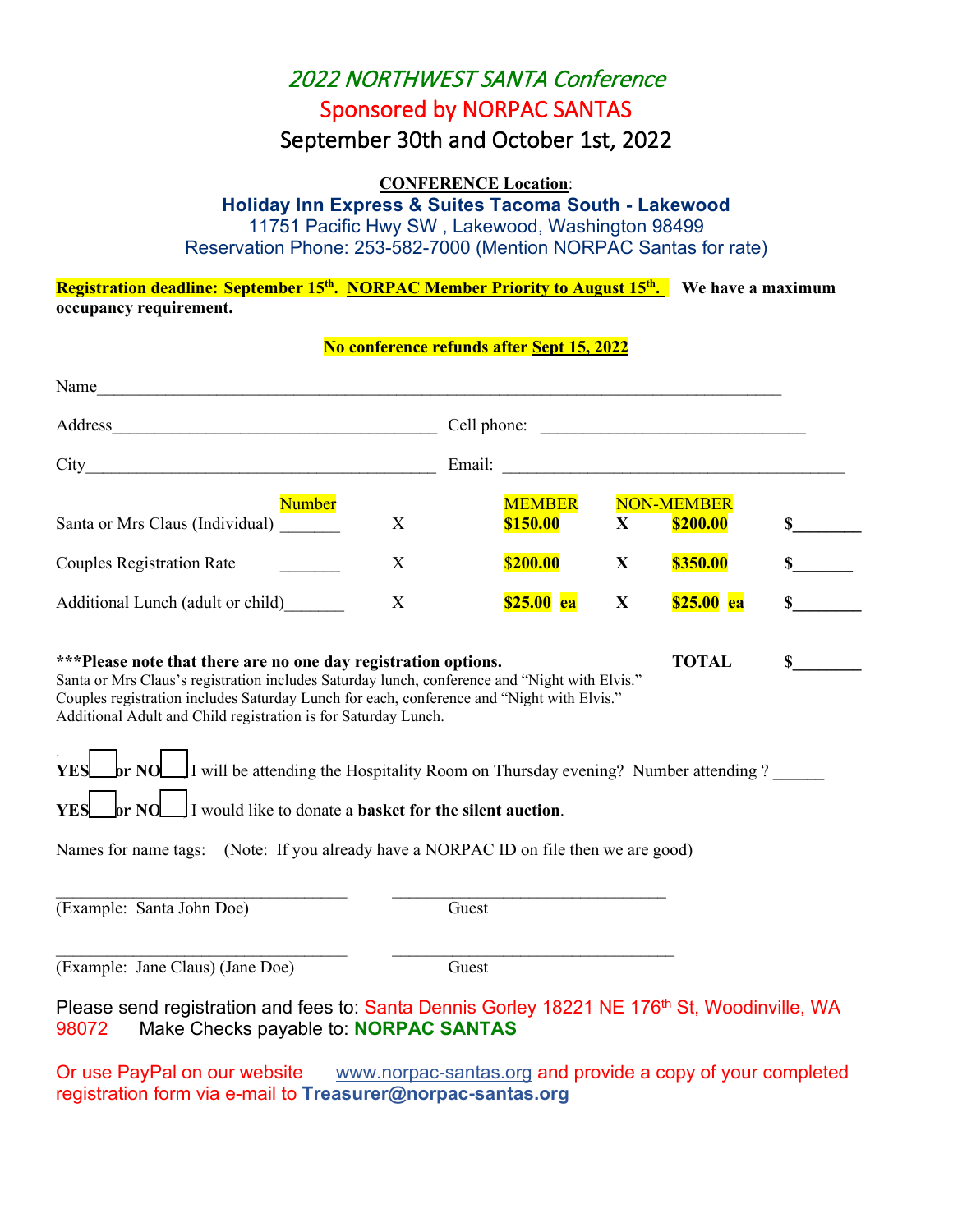# 2022 NORTHWEST SANTA Conference

## Sponsored by NORPAC SANTAS

## September 30th and October 1st, 2022

**CONFERENCE Location**:

**Holiday Inn Express & Suites Tacoma South - Lakewood**
11751 Pacific Hwy SW , Lakewood, Washington 98499
Reservation Phone: 253-582-7000 (Mention NORPAC Santas for rate)

**Registration deadline: September 15th. NORPAC Member Priority to August 15th. We have a maximum occupancy requirement.**

**No conference refunds after Sept 15, 2022**

Name_______________________________________________________________________________

Address______________________________________ Cell phone: ______________________________

City_________________________________________ Email: _________________________________________

| | Number | | MEMBER | | NON-MEMBER | |
|---|---|---|---|---|---|---|
| Santa or Mrs Claus (Individual) | _______ | X | **$150.00** | **X** | **$200.00** | **$________** |
| Couples Registration Rate | _______ | X | **$200.00** | **X** | **$350.00** | **$_______** |
| Additional Lunch (adult or child) | _______ | X | **$25.00 ea** | **X** | **$25.00 ea** | **$________** |

**\*\*\*Please note that there are no one day registration options.** **TOTAL $________**

Santa or Mrs Claus's registration includes Saturday lunch, conference and "Night with Elvis."
Couples registration includes Saturday Lunch for each, conference and "Night with Elvis."
Additional Adult and Child registration is for Saturday Lunch.

**YES** ☐ **or NO** ☐ I will be attending the Hospitality Room on Thursday evening? Number attending ? ______

**YES** ☐ **or NO** ☐ I would like to donate a **basket for the silent auction**.

Names for name tags: (Note: If you already have a NORPAC ID on file then we are good)

__________________________________ __________________________________
(Example: Santa John Doe) Guest

__________________________________ __________________________________
(Example: Jane Claus) (Jane Doe) Guest

Please send registration and fees to: Santa Dennis Gorley 18221 NE 176th St, Woodinville, WA 98072 Make Checks payable to: **NORPAC SANTAS**

Or use PayPal on our website www.norpac-santas.org and provide a copy of your completed registration form via e-mail to **Treasurer@norpac-santas.org**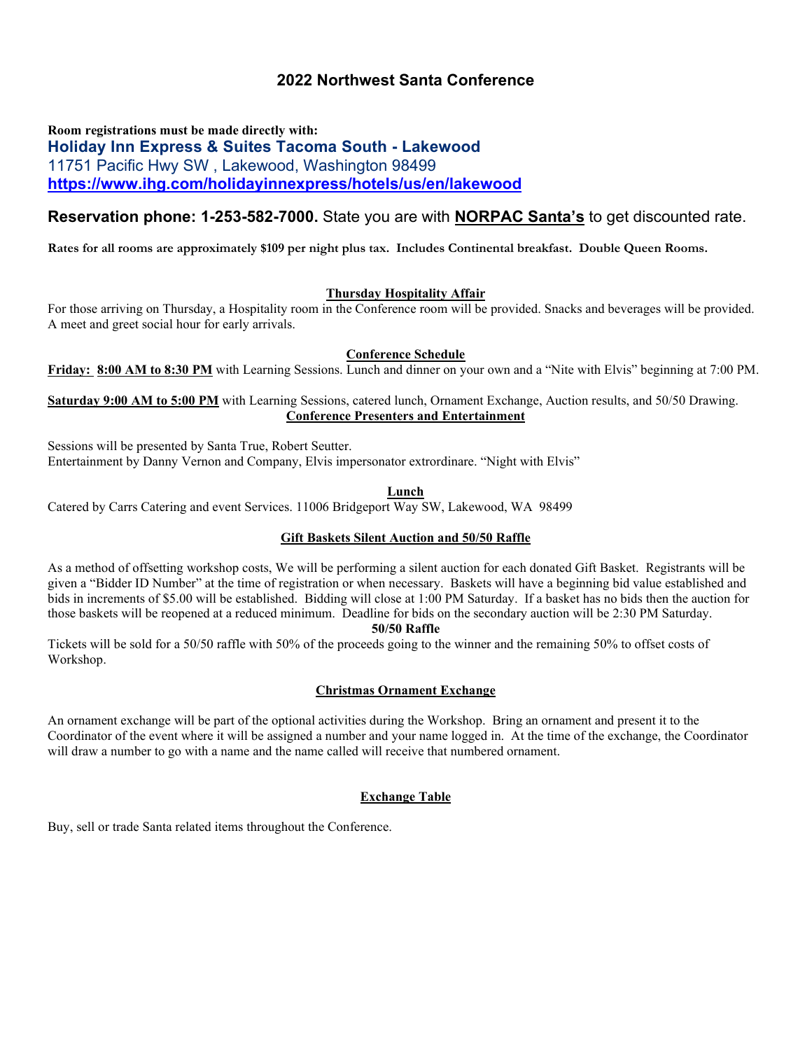# 2022 Northwest Santa Conference

**Room registrations must be made directly with:**

**Holiday Inn Express & Suites Tacoma South - Lakewood**

11751 Pacific Hwy SW , Lakewood, Washington 98499

**https://www.ihg.com/holidayinnexpress/hotels/us/en/lakewood**

**Reservation phone: 1-253-582-7000.** State you are with **NORPAC Santa's** to get discounted rate.

**Rates for all rooms are approximately $109 per night plus tax. Includes Continental breakfast. Double Queen Rooms.**

### Thursday Hospitality Affair

For those arriving on Thursday, a Hospitality room in the Conference room will be provided. Snacks and beverages will be provided. A meet and greet social hour for early arrivals.

### Conference Schedule

**Friday: 8:00 AM to 8:30 PM** with Learning Sessions. Lunch and dinner on your own and a "Nite with Elvis" beginning at 7:00 PM.

**Saturday 9:00 AM to 5:00 PM** with Learning Sessions, catered lunch, Ornament Exchange, Auction results, and 50/50 Drawing.

### Conference Presenters and Entertainment

Sessions will be presented by Santa True, Robert Seutter.

Entertainment by Danny Vernon and Company, Elvis impersonator extrordinare. "Night with Elvis"

### Lunch

Catered by Carrs Catering and event Services. 11006 Bridgeport Way SW, Lakewood, WA 98499

### Gift Baskets Silent Auction and 50/50 Raffle

As a method of offsetting workshop costs, We will be performing a silent auction for each donated Gift Basket. Registrants will be given a "Bidder ID Number" at the time of registration or when necessary. Baskets will have a beginning bid value established and bids in increments of $5.00 will be established. Bidding will close at 1:00 PM Saturday. If a basket has no bids then the auction for those baskets will be reopened at a reduced minimum. Deadline for bids on the secondary auction will be 2:30 PM Saturday.

**50/50 Raffle**

Tickets will be sold for a 50/50 raffle with 50% of the proceeds going to the winner and the remaining 50% to offset costs of Workshop.

### Christmas Ornament Exchange

An ornament exchange will be part of the optional activities during the Workshop. Bring an ornament and present it to the Coordinator of the event where it will be assigned a number and your name logged in. At the time of the exchange, the Coordinator will draw a number to go with a name and the name called will receive that numbered ornament.

### Exchange Table

Buy, sell or trade Santa related items throughout the Conference.